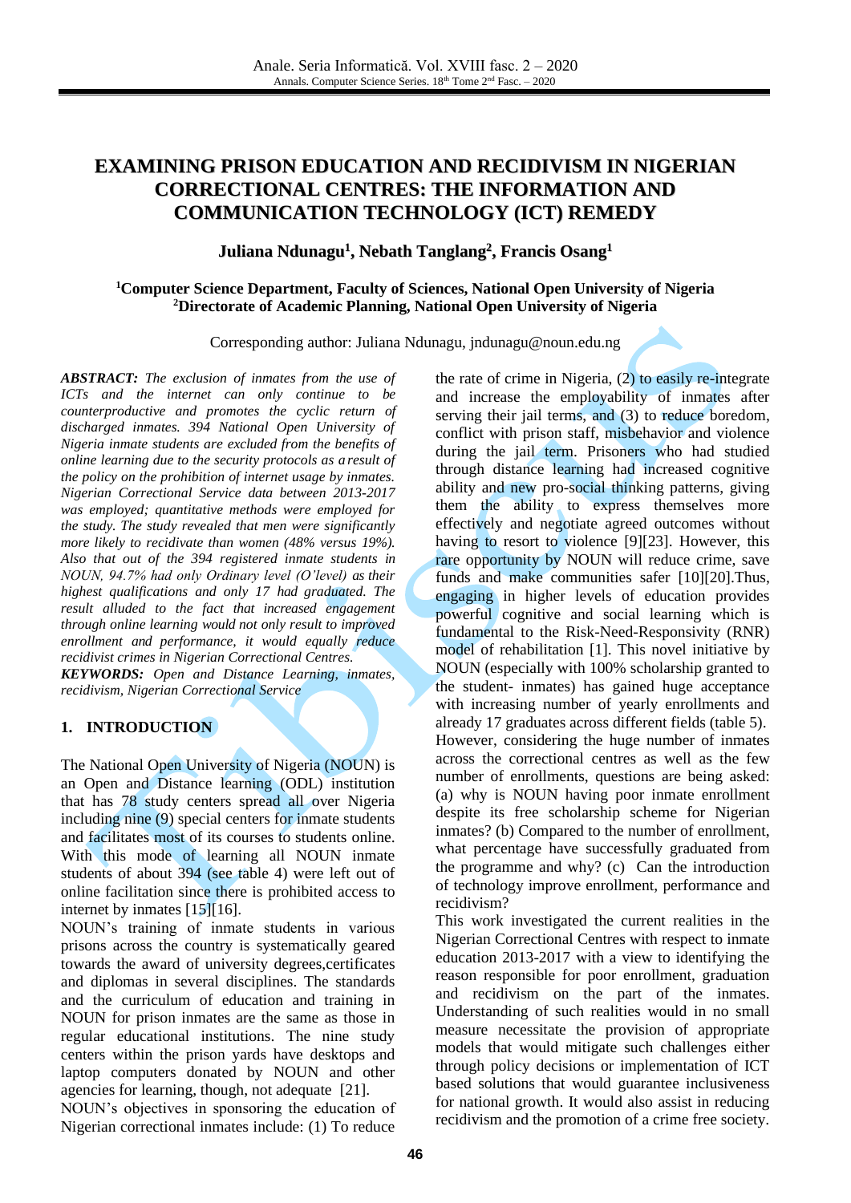# EXAMINING PRISON EDUCATION AND RECIDIVISM IN NIGERIAN CORRECTIONAL CENTRES: THE INFORMATION AND COMMUNICATION TECHNOLOGY (ICT) REMEDY

**Juliana Ndunagu[1], Nebath Tanglang[2], Francis Osang[1]**

**[1]Computer Science Department, Faculty of Sciences, National Open University of Nigeria**
**[2]Directorate of Academic Planning, National Open University of Nigeria**

Corresponding author: Juliana Ndunagu, jndunagu@noun.edu.ng

***ABSTRACT:*** *The exclusion of inmates from the use of ICTs and the internet can only continue to be counterproductive and promotes the cyclic return of discharged inmates. 394 National Open University of Nigeria inmate students are excluded from the benefits of online learning due to the security protocols as a result of the policy on the prohibition of internet usage by inmates. Nigerian Correctional Service data between 2013-2017 was employed; quantitative methods were employed for the study. The study revealed that men were significantly more likely to recidivate than women (48% versus 19%). Also that out of the 394 registered inmate students in NOUN, 94.7% had only Ordinary level (O'level) as their highest qualifications and only 17 had graduated. The result alluded to the fact that increased engagement through online learning would not only result to improved enrollment and performance, it would equally reduce recidivist crimes in Nigerian Correctional Centres.*

***KEYWORDS:*** *Open and Distance Learning, inmates, recidivism, Nigerian Correctional Service*

## 1. INTRODUCTION

The National Open University of Nigeria (NOUN) is an Open and Distance learning (ODL) institution that has 78 study centers spread all over Nigeria including nine (9) special centers for inmate students and facilitates most of its courses to students online. With this mode of learning all NOUN inmate students of about 394 (see table 4) were left out of online facilitation since there is prohibited access to internet by inmates [15][16].

NOUN's training of inmate students in various prisons across the country is systematically geared towards the award of university degrees,certificates and diplomas in several disciplines. The standards and the curriculum of education and training in NOUN for prison inmates are the same as those in regular educational institutions. The nine study centers within the prison yards have desktops and laptop computers donated by NOUN and other agencies for learning, though, not adequate [21].

NOUN's objectives in sponsoring the education of Nigerian correctional inmates include: (1) To reduce the rate of crime in Nigeria, (2) to easily re-integrate and increase the employability of inmates after serving their jail terms, and (3) to reduce boredom, conflict with prison staff, misbehavior and violence during the jail term. Prisoners who had studied through distance learning had increased cognitive ability and new pro-social thinking patterns, giving them the ability to express themselves more effectively and negotiate agreed outcomes without having to resort to violence [9][23]. However, this rare opportunity by NOUN will reduce crime, save funds and make communities safer [10][20].Thus, engaging in higher levels of education provides powerful cognitive and social learning which is fundamental to the Risk-Need-Responsivity (RNR) model of rehabilitation [1]. This novel initiative by NOUN (especially with 100% scholarship granted to the student- inmates) has gained huge acceptance with increasing number of yearly enrollments and already 17 graduates across different fields (table 5). However, considering the huge number of inmates across the correctional centres as well as the few number of enrollments, questions are being asked: (a) why is NOUN having poor inmate enrollment despite its free scholarship scheme for Nigerian inmates? (b) Compared to the number of enrollment, what percentage have successfully graduated from the programme and why? (c) Can the introduction of technology improve enrollment, performance and recidivism?

This work investigated the current realities in the Nigerian Correctional Centres with respect to inmate education 2013-2017 with a view to identifying the reason responsible for poor enrollment, graduation and recidivism on the part of the inmates. Understanding of such realities would in no small measure necessitate the provision of appropriate models that would mitigate such challenges either through policy decisions or implementation of ICT based solutions that would guarantee inclusiveness for national growth. It would also assist in reducing recidivism and the promotion of a crime free society.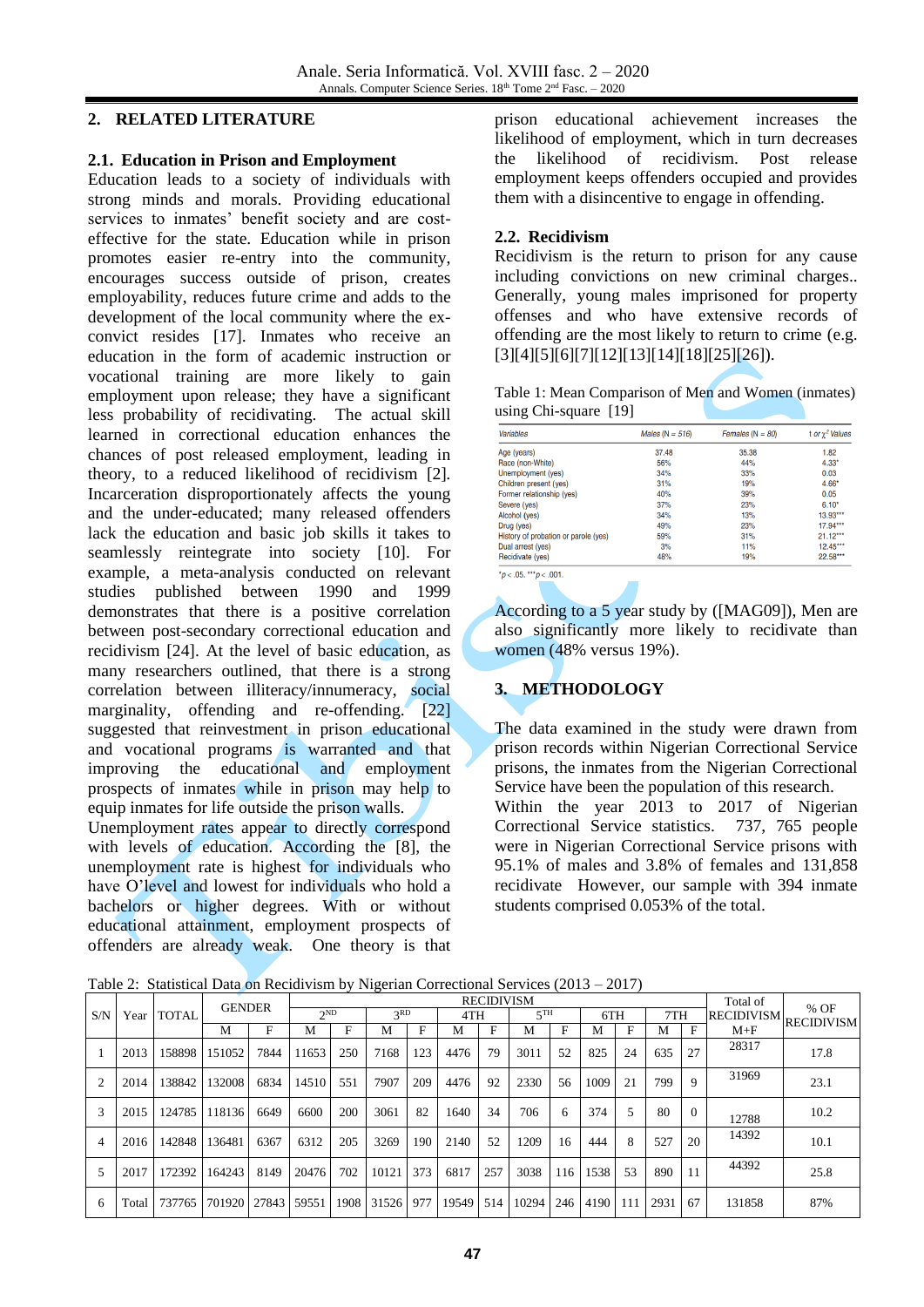## 2. RELATED LITERATURE

### 2.1. Education in Prison and Employment

Education leads to a society of individuals with strong minds and morals. Providing educational services to inmates' benefit society and are cost-effective for the state. Education while in prison promotes easier re-entry into the community, encourages success outside of prison, creates employability, reduces future crime and adds to the development of the local community where the ex-convict resides [17]. Inmates who receive an education in the form of academic instruction or vocational training are more likely to gain employment upon release; they have a significant less probability of recidivating. The actual skill learned in correctional education enhances the chances of post released employment, leading in theory, to a reduced likelihood of recidivism [2]. Incarceration disproportionately affects the young and the under-educated; many released offenders lack the education and basic job skills it takes to seamlessly reintegrate into society [10]. For example, a meta-analysis conducted on relevant studies published between 1990 and 1999 demonstrates that there is a positive correlation between post-secondary correctional education and recidivism [24]. At the level of basic education, as many researchers outlined, that there is a strong correlation between illiteracy/innumeracy, social marginality, offending and re-offending. [22] suggested that reinvestment in prison educational and vocational programs is warranted and that improving the educational and employment prospects of inmates while in prison may help to equip inmates for life outside the prison walls.

Unemployment rates appear to directly correspond with levels of education. According the [8], the unemployment rate is highest for individuals who have O'level and lowest for individuals who hold a bachelors or higher degrees. With or without educational attainment, employment prospects of offenders are already weak. One theory is that prison educational achievement increases the likelihood of employment, which in turn decreases the likelihood of recidivism. Post release employment keeps offenders occupied and provides them with a disincentive to engage in offending.

### 2.2. Recidivism

Recidivism is the return to prison for any cause including convictions on new criminal charges.. Generally, young males imprisoned for property offenses and who have extensive records of offending are the most likely to return to crime (e.g. [3][4][5][6][7][12][13][14][18][25][26]).

Table 1: Mean Comparison of Men and Women (inmates) using Chi-square [19]

| Variables | Males (N = 516) | Females (N = 80) | t or $\chi^2$ Values |
|---|---|---|---|
| Age (years) | 37.48 | 35.38 | 1.82 |
| Race (non-White) | 56% | 44% | 4.33* |
| Unemployment (yes) | 34% | 33% | 0.03 |
| Children present (yes) | 31% | 19% | 4.66* |
| Former relationship (yes) | 40% | 39% | 0.05 |
| Severe (yes) | 37% | 23% | 6.10* |
| Alcohol (yes) | 34% | 13% | 13.93*** |
| Drug (yes) | 49% | 23% | 17.94*** |
| History of probation or parole (yes) | 59% | 31% | 21.12*** |
| Dual arrest (yes) | 3% | 11% | 12.45*** |
| Recidivate (yes) | 48% | 19% | 22.58*** |

*$p < .05$. ***$p < .001$.

According to a 5 year study by ([MAG09]), Men are also significantly more likely to recidivate than women (48% versus 19%).

## 3. METHODOLOGY

The data examined in the study were drawn from prison records within Nigerian Correctional Service prisons, the inmates from the Nigerian Correctional Service have been the population of this research. Within the year 2013 to 2017 of Nigerian Correctional Service statistics. 737, 765 people were in Nigerian Correctional Service prisons with 95.1% of males and 3.8% of females and 131,858 recidivate However, our sample with 394 inmate students comprised 0.053% of the total.

Table 2: Statistical Data on Recidivism by Nigerian Correctional Services (2013 – 2017)

| S/N | Year | TOTAL | GENDER | | RECIDIVISM | | | | | | | | | | | | Total of RECIDIVISM | % OF RECIDIVISM |
|---|---|---|---|---|---|---|---|---|---|---|---|---|---|---|---|---|---|---|
| | | | | | 2ND | | 3RD | | 4TH | | 5TH | | 6TH | | 7TH | | | |
| | | | M | F | M | F | M | F | M | F | M | F | M | F | M | F | M+F | |
| 1 | 2013 | 158898 | 151052 | 7844 | 11653 | 250 | 7168 | 123 | 4476 | 79 | 3011 | 52 | 825 | 24 | 635 | 27 | 28317 | 17.8 |
| 2 | 2014 | 138842 | 132008 | 6834 | 14510 | 551 | 7907 | 209 | 4476 | 92 | 2330 | 56 | 1009 | 21 | 799 | 9 | 31969 | 23.1 |
| 3 | 2015 | 124785 | 118136 | 6649 | 6600 | 200 | 3061 | 82 | 1640 | 34 | 706 | 6 | 374 | 5 | 80 | 0 | 12788 | 10.2 |
| 4 | 2016 | 142848 | 136481 | 6367 | 6312 | 205 | 3269 | 190 | 2140 | 52 | 1209 | 16 | 444 | 8 | 527 | 20 | 14392 | 10.1 |
| 5 | 2017 | 172392 | 164243 | 8149 | 20476 | 702 | 10121 | 373 | 6817 | 257 | 3038 | 116 | 1538 | 53 | 890 | 11 | 44392 | 25.8 |
| 6 | Total | 737765 | 701920 | 27843 | 59551 | 1908 | 31526 | 977 | 19549 | 514 | 10294 | 246 | 4190 | 111 | 2931 | 67 | 131858 | 87% |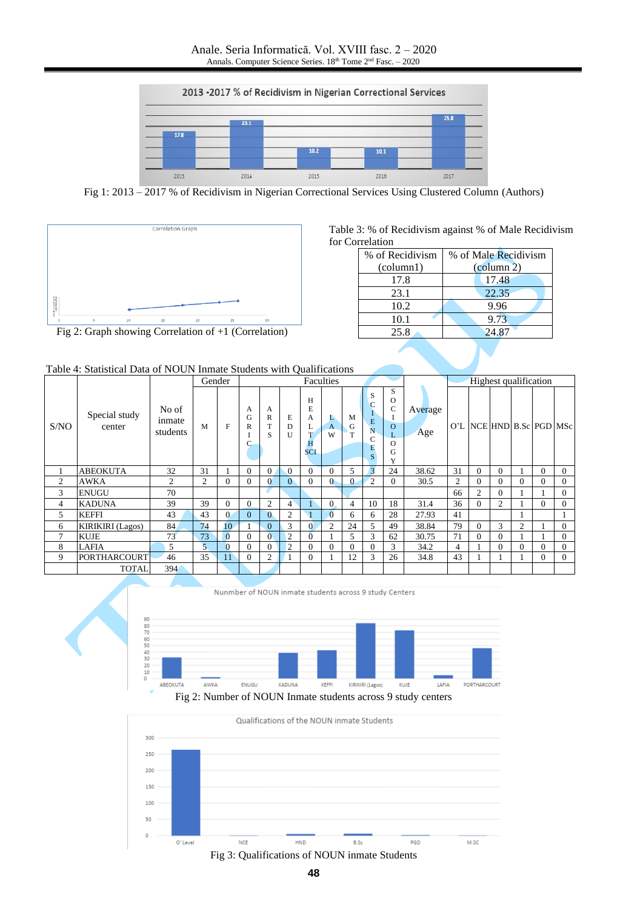Fig 1: 2013 – 2017 % of Recidivism in Nigerian Correctional Services Using Clustered Column (Authors)

Fig 2: Graph showing Correlation of +1 (Correlation)

Table 3: % of Recidivism against % of Male Recidivism for Correlation

| % of Recidivism (column1) | % of Male Recidivism (column 2) |
|---|---|
| 17.8 | 17.48 |
| 23.1 | 22.35 |
| 10.2 | 9.96 |
| 10.1 | 9.73 |
| 25.8 | 24.87 |

Table 4: Statistical Data of NOUN Inmate Students with Qualifications

| S/NO | Special study center | No of inmate students | Gender | | Faculties | | | | | | | | Average Age | Highest qualification | | | | | |
|---|---|---|---|---|---|---|---|---|---|---|---|---|---|---|---|---|---|---|---|
| | | | M | F | AGRIC | ARTS | EDU | HEALTH SCI | LAW | MGT | SCIENCES | SOCIOLOGY | | O'L | NCE | HND | B.Sc | PGD | MSc |
| 1 | ABEOKUTA | 32 | 31 | 1 | 0 | 0 | 0 | 0 | 0 | 5 | 3 | 24 | 38.62 | 31 | 0 | 0 | 1 | 0 | 0 |
| 2 | AWKA | 2 | 2 | 0 | 0 | 0 | 0 | 0 | 0 | 0 | 2 | 0 | 30.5 | 2 | 0 | 0 | 0 | 0 | 0 |
| 3 | ENUGU | 70 | | | | | | | | | | | | 66 | 2 | 0 | 1 | 1 | 0 |
| 4 | KADUNA | 39 | 39 | 0 | 0 | 2 | 4 | 1 | 0 | 4 | 10 | 18 | 31.4 | 36 | 0 | 2 | 1 | 0 | 0 |
| 5 | KEFFI | 43 | 43 | 0 | 0 | 0 | 2 | 1 | 0 | 6 | 6 | 28 | 27.93 | 41 | | | 1 | | 1 |
| 6 | KIRIKIRI (Lagos) | 84 | 74 | 10 | 1 | 0 | 3 | 0 | 2 | 24 | 5 | 49 | 38.84 | 79 | 0 | 3 | 2 | 1 | 0 |
| 7 | KUJE | 73 | 73 | 0 | 0 | 0 | 2 | 0 | 1 | 5 | 3 | 62 | 30.75 | 71 | 0 | 0 | 1 | 1 | 0 |
| 8 | LAFIA | 5 | 5 | 0 | 0 | 0 | 2 | 0 | 0 | 0 | 0 | 3 | 34.2 | 4 | 1 | 0 | 0 | 0 | 0 |
| 9 | PORTHARCOURT | 46 | 35 | 11 | 0 | 2 | 1 | 0 | 1 | 12 | 3 | 26 | 34.8 | 43 | 1 | 1 | 1 | 0 | 0 |
| | TOTAL | 394 | | | | | | | | | | | | | | | | | |

Fig 2: Number of NOUN Inmate students across 9 study centers

Fig 3: Qualifications of NOUN inmate Students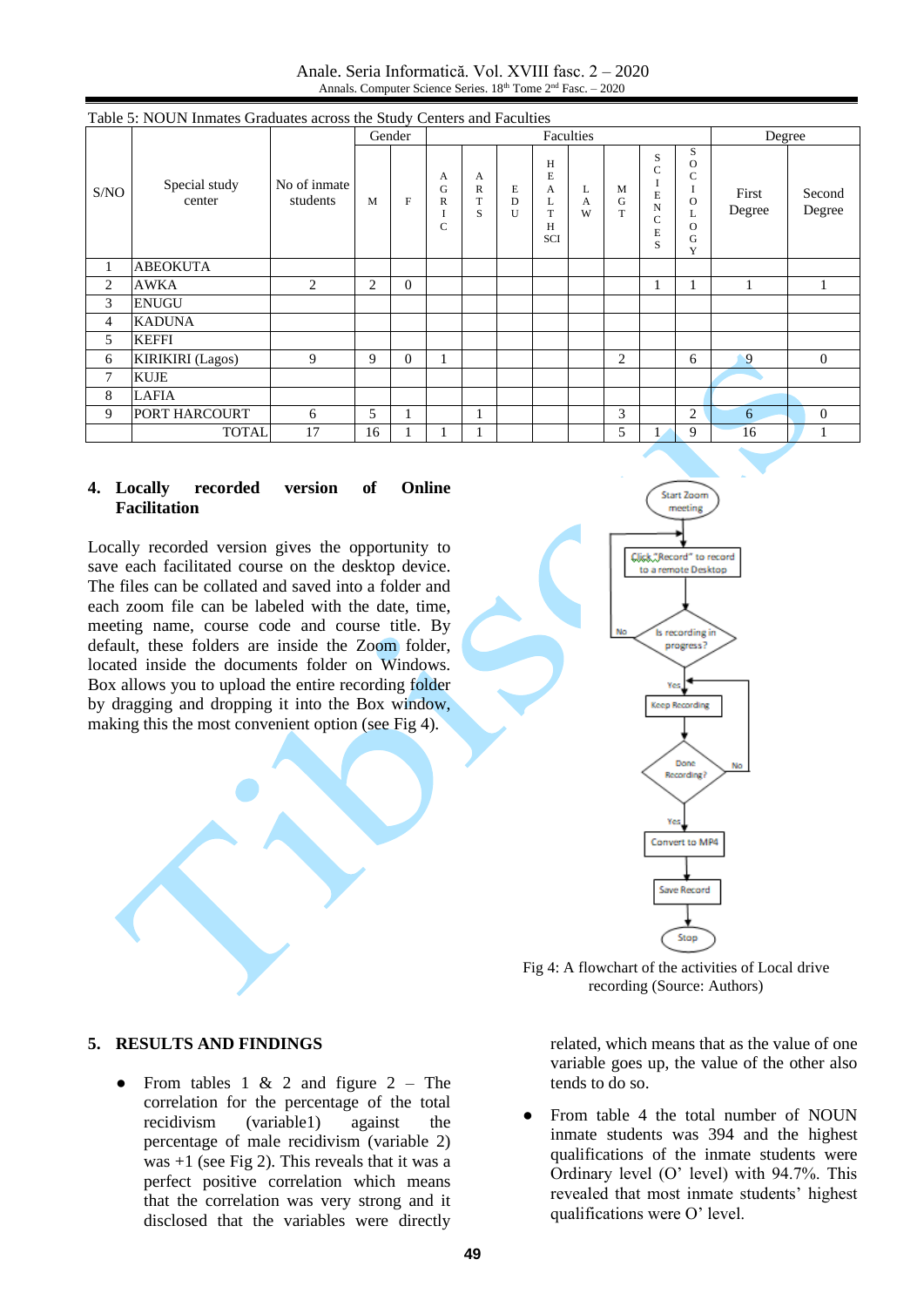Table 5: NOUN Inmates Graduates across the Study Centers and Faculties

| S/NO | Special study center | No of inmate students | Gender | | Faculties | | | | | | | | Degree | |
|---|---|---|---|---|---|---|---|---|---|---|---|---|---|---|
| | | | M | F | AGRIC | ARTS | EDU | HEALTH SCI | LAW | MGT | SCIENCES | SOCIOLOGY | First Degree | Second Degree |
| 1 | ABEOKUTA | | | | | | | | | | | | | |
| 2 | AWKA | 2 | 2 | 0 | | | | | | | 1 | 1 | 1 | 1 |
| 3 | ENUGU | | | | | | | | | | | | | |
| 4 | KADUNA | | | | | | | | | | | | | |
| 5 | KEFFI | | | | | | | | | | | | | |
| 6 | KIRIKIRI (Lagos) | 9 | 9 | 0 | 1 | | | | | 2 | | 6 | 9 | 0 |
| 7 | KUJE | | | | | | | | | | | | | |
| 8 | LAFIA | | | | | | | | | | | | | |
| 9 | PORT HARCOURT | 6 | 5 | 1 | | 1 | | | | 3 | | 2 | 6 | 0 |
| | TOTAL | 17 | 16 | 1 | 1 | 1 | | | | 5 | 1 | 9 | 16 | 1 |

## 4. Locally recorded version of Online Facilitation

Locally recorded version gives the opportunity to save each facilitated course on the desktop device. The files can be collated and saved into a folder and each zoom file can be labeled with the date, time, meeting name, course code and course title. By default, these folders are inside the Zoom folder, located inside the documents folder on Windows. Box allows you to upload the entire recording folder by dragging and dropping it into the Box window, making this the most convenient option (see Fig 4).

Fig 4: A flowchart of the activities of Local drive recording (Source: Authors)

## 5. RESULTS AND FINDINGS

- From tables 1 & 2 and figure 2 – The correlation for the percentage of the total recidivism (variable1) against the percentage of male recidivism (variable 2) was +1 (see Fig 2). This reveals that it was a perfect positive correlation which means that the correlation was very strong and it disclosed that the variables were directly related, which means that as the value of one variable goes up, the value of the other also tends to do so.
- From table 4 the total number of NOUN inmate students was 394 and the highest qualifications of the inmate students were Ordinary level (O' level) with 94.7%. This revealed that most inmate students' highest qualifications were O' level.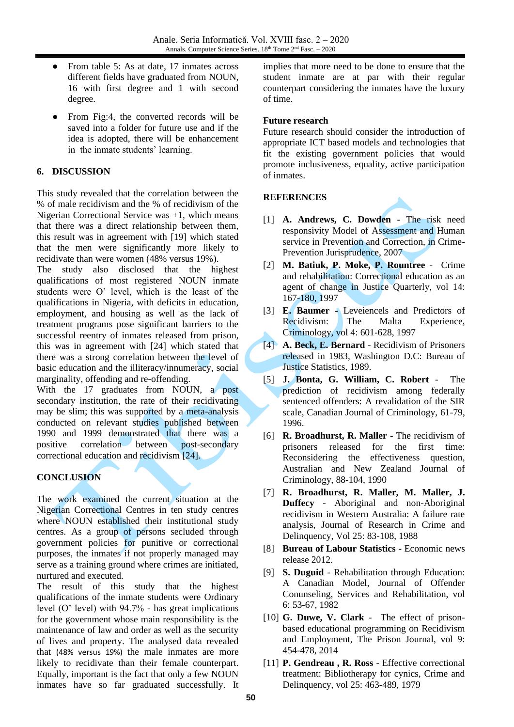- From table 5: As at date, 17 inmates across different fields have graduated from NOUN, 16 with first degree and 1 with second degree.
- From Fig:4, the converted records will be saved into a folder for future use and if the idea is adopted, there will be enhancement in the inmate students' learning.

## 6. DISCUSSION

This study revealed that the correlation between the % of male recidivism and the % of recidivism of the Nigerian Correctional Service was +1, which means that there was a direct relationship between them, this result was in agreement with [19] which stated that the men were significantly more likely to recidivate than were women (48% versus 19%).

The study also disclosed that the highest qualifications of most registered NOUN inmate students were O' level, which is the least of the qualifications in Nigeria, with deficits in education, employment, and housing as well as the lack of treatment programs pose significant barriers to the successful reentry of inmates released from prison, this was in agreement with [24] which stated that there was a strong correlation between the level of basic education and the illiteracy/innumeracy, social marginality, offending and re-offending.

With the 17 graduates from NOUN, a post secondary institution, the rate of their recidivating may be slim; this was supported by a meta-analysis conducted on relevant studies published between 1990 and 1999 demonstrated that there was a positive correlation between post-secondary correctional education and recidivism [24].

## CONCLUSION

The work examined the current situation at the Nigerian Correctional Centres in ten study centres where NOUN established their institutional study centres. As a group of persons secluded through government policies for punitive or correctional purposes, the inmates if not properly managed may serve as a training ground where crimes are initiated, nurtured and executed.

The result of this study that the highest qualifications of the inmate students were Ordinary level (O' level) with 94.7% - has great implications for the government whose main responsibility is the maintenance of law and order as well as the security of lives and property. The analysed data revealed that (48% versus 19%) the male inmates are more likely to recidivate than their female counterpart. Equally, important is the fact that only a few NOUN inmates have so far graduated successfully. It implies that more need to be done to ensure that the student inmate are at par with their regular counterpart considering the inmates have the luxury of time.

### Future research

Future research should consider the introduction of appropriate ICT based models and technologies that fit the existing government policies that would promote inclusiveness, equality, active participation of inmates.

## REFERENCES

[1] **A. Andrews, C. Dowden** - The risk need responsivity Model of Assessment and Human service in Prevention and Correction, in Crime-Prevention Jurisprudence, 2007

[2] **M. Batiuk, P. Moke, P. Rountree** - Crime and rehabilitation: Correctional education as an agent of change in Justice Quarterly, vol 14: 167-180, 1997

[3] **E. Baumer** - Leveiencels and Predictors of Recidivism: The Malta Experience, Criminology, vol 4: 601-628, 1997

[4] **A. Beck, E. Bernard** - Recidivism of Prisoners released in 1983, Washington D.C: Bureau of Justice Statistics, 1989.

[5] **J. Bonta, G. William, C. Robert** - The prediction of recidivism among federally sentenced offenders: A revalidation of the SIR scale, Canadian Journal of Criminology, 61-79, 1996.

[6] **R. Broadhurst, R. Maller** - The recidivism of prisoners released for the first time: Reconsidering the effectiveness question, Australian and New Zealand Journal of Criminology, 88-104, 1990

[7] **R. Broadhurst, R. Maller, M. Maller, J. Duffecy** - Aboriginal and non-Aboriginal recidivism in Western Australia: A failure rate analysis, Journal of Research in Crime and Delinquency, Vol 25: 83-108, 1988

[8] **Bureau of Labour Statistics** - Economic news release 2012.

[9] **S. Duguid** - Rehabilitation through Education: A Canadian Model, Journal of Offender Conunseling, Services and Rehabilitation, vol 6: 53-67, 1982

[10] **G. Duwe, V. Clark** - The effect of prison-based educational programming on Recidivism and Employment, The Prison Journal, vol 9: 454-478, 2014

[11] **P. Gendreau , R. Ross** - Effective correctional treatment: Bibliotherapy for cynics, Crime and Delinquency, vol 25: 463-489, 1979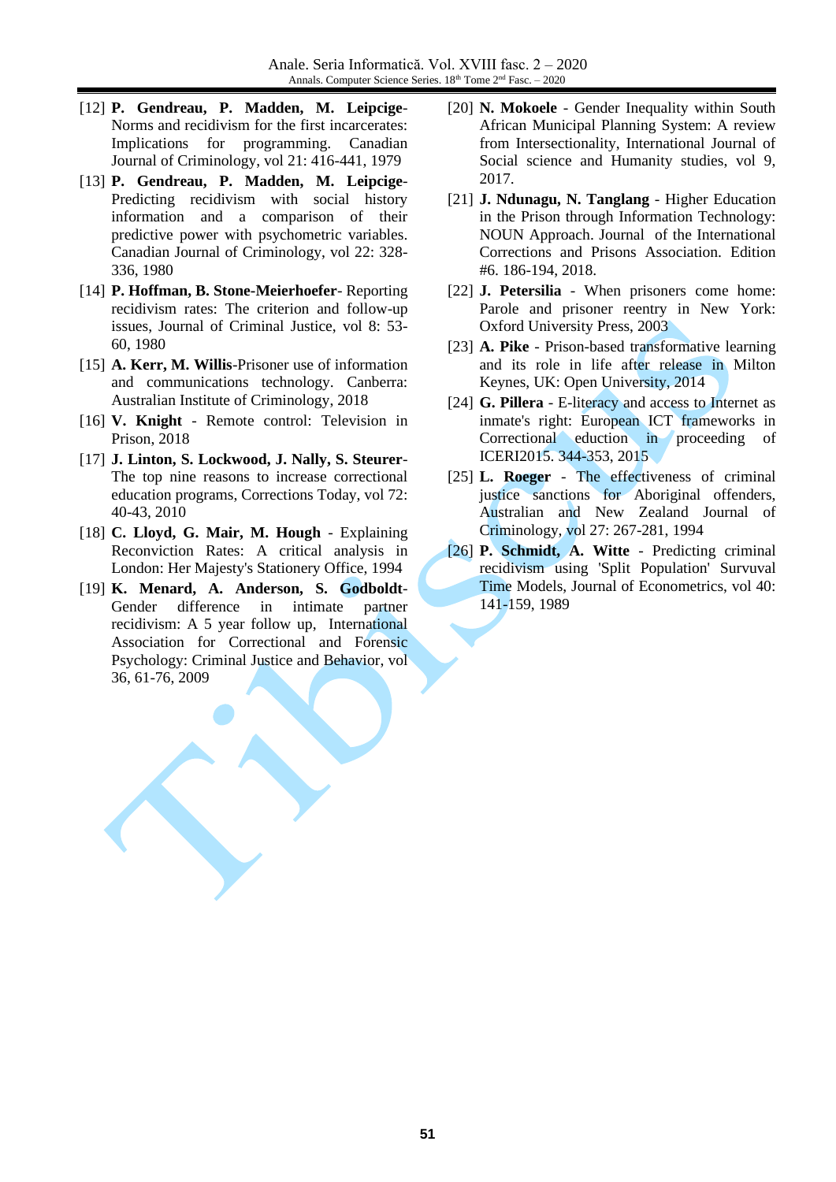[12] **P. Gendreau, P. Madden, M. Leipcige**- Norms and recidivism for the first incarcerates: Implications for programming. Canadian Journal of Criminology, vol 21: 416-441, 1979

[13] **P. Gendreau, P. Madden, M. Leipcige**- Predicting recidivism with social history information and a comparison of their predictive power with psychometric variables. Canadian Journal of Criminology, vol 22: 328-336, 1980

[14] **P. Hoffman, B. Stone-Meierhoefer**- Reporting recidivism rates: The criterion and follow-up issues, Journal of Criminal Justice, vol 8: 53-60, 1980

[15] **A. Kerr, M. Willis**-Prisoner use of information and communications technology. Canberra: Australian Institute of Criminology, 2018

[16] **V. Knight** - Remote control: Television in Prison, 2018

[17] **J. Linton, S. Lockwood, J. Nally, S. Steurer**- The top nine reasons to increase correctional education programs, Corrections Today, vol 72: 40-43, 2010

[18] **C. Lloyd, G. Mair, M. Hough** - Explaining Reconviction Rates: A critical analysis in London: Her Majesty's Stationery Office, 1994

[19] **K. Menard, A. Anderson, S. Godboldt**- Gender difference in intimate partner recidivism: A 5 year follow up, International Association for Correctional and Forensic Psychology: Criminal Justice and Behavior, vol 36, 61-76, 2009

[20] **N. Mokoele** - Gender Inequality within South African Municipal Planning System: A review from Intersectionality, International Journal of Social science and Humanity studies, vol 9, 2017.

[21] **J. Ndunagu, N. Tanglang** - Higher Education in the Prison through Information Technology: NOUN Approach. Journal of the International Corrections and Prisons Association. Edition #6. 186-194, 2018.

[22] **J. Petersilia** - When prisoners come home: Parole and prisoner reentry in New York: Oxford University Press, 2003

[23] **A. Pike** - Prison-based transformative learning and its role in life after release in Milton Keynes, UK: Open University, 2014

[24] **G. Pillera** - E-literacy and access to Internet as inmate's right: European ICT frameworks in Correctional eduction in proceeding of ICERI2015. 344-353, 2015

[25] **L. Roeger** - The effectiveness of criminal justice sanctions for Aboriginal offenders, Australian and New Zealand Journal of Criminology, vol 27: 267-281, 1994

[26] **P. Schmidt, A. Witte** - Predicting criminal recidivism using 'Split Population' Survuval Time Models, Journal of Econometrics, vol 40: 141-159, 1989